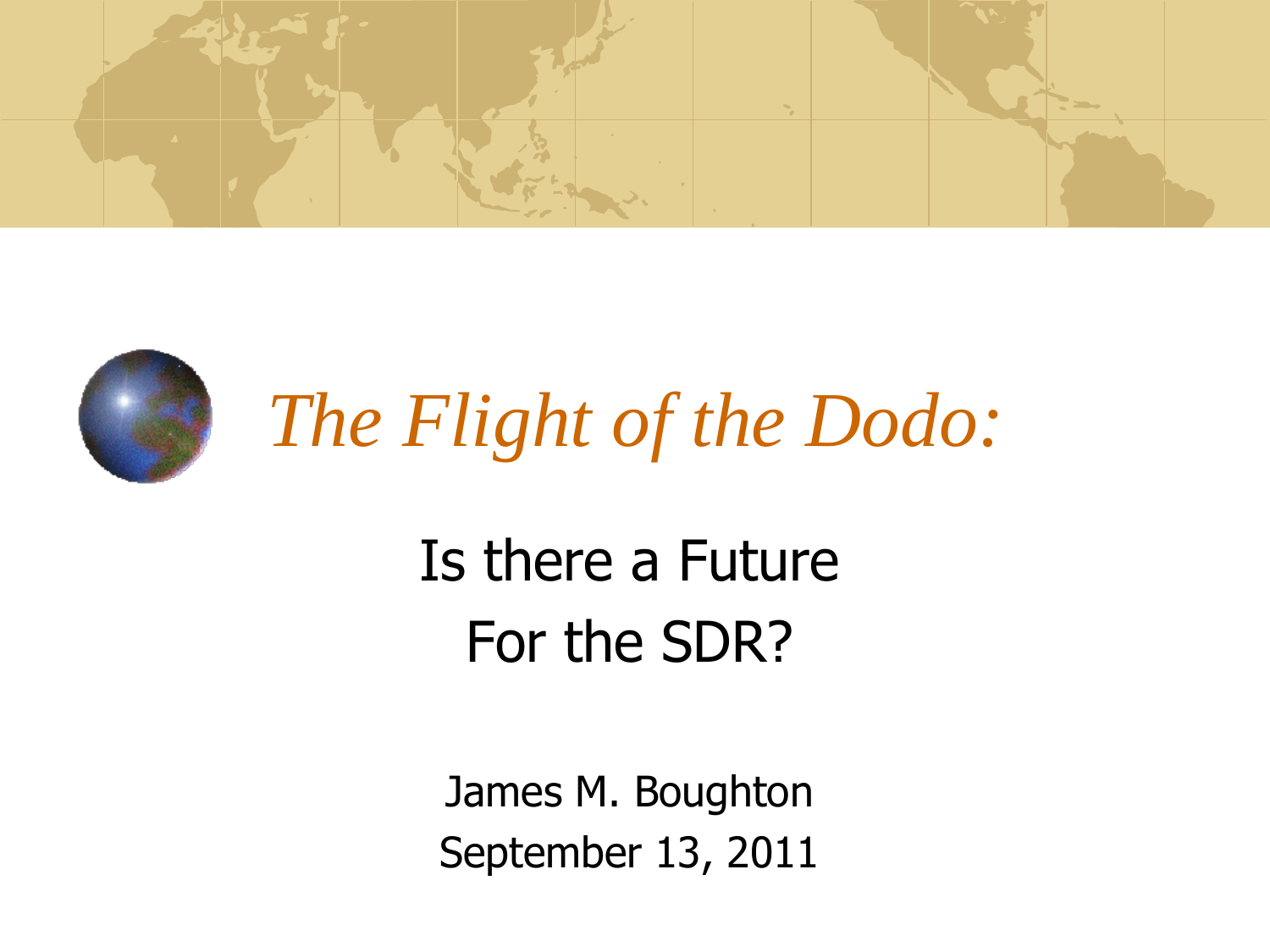# *The Flight of the Dodo:*

## Is there a Future For the SDR?

James M. Boughton

September 13, 2011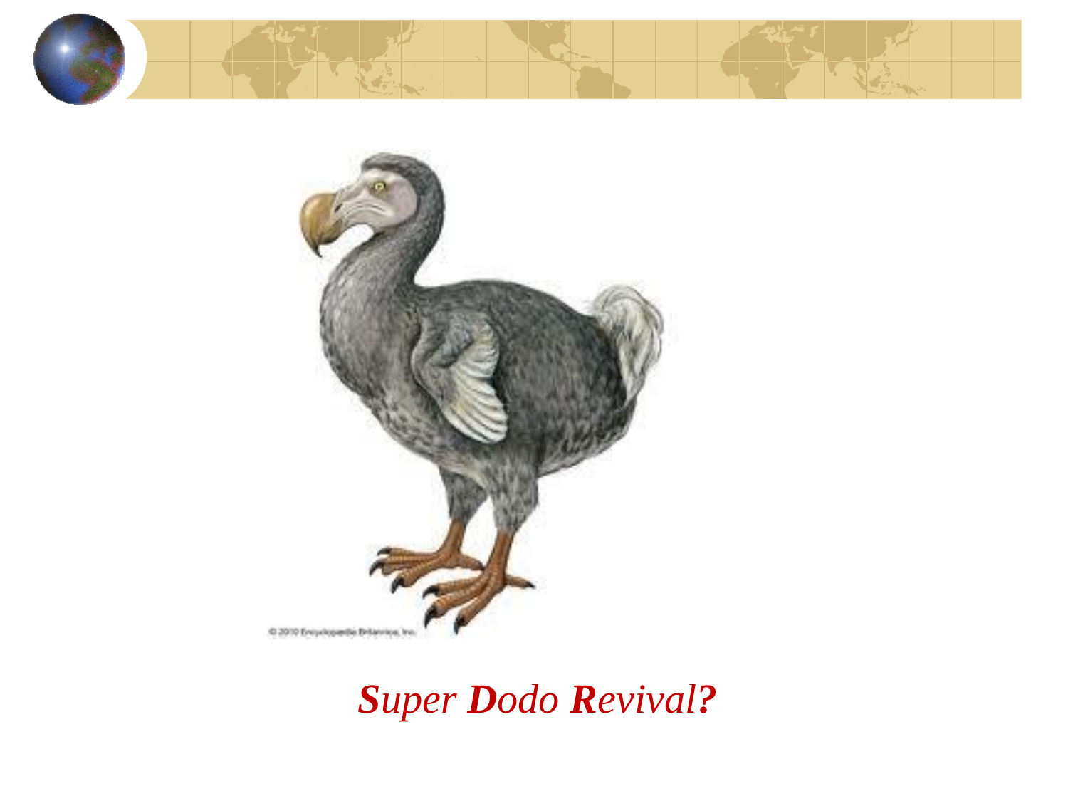*Super Dodo Revival?*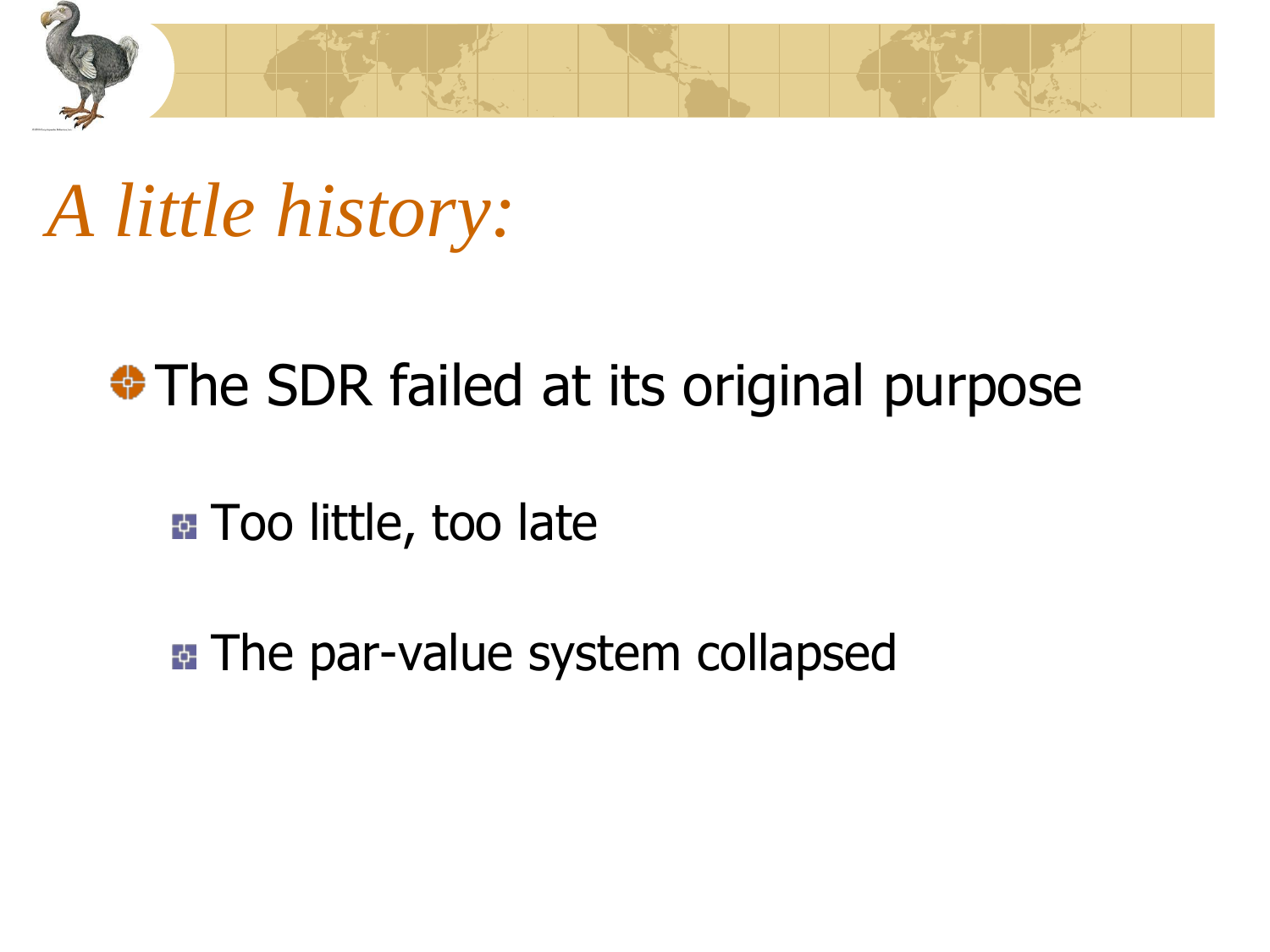# *A little history:*

- The SDR failed at its original purpose
  - Too little, too late
  - The par-value system collapsed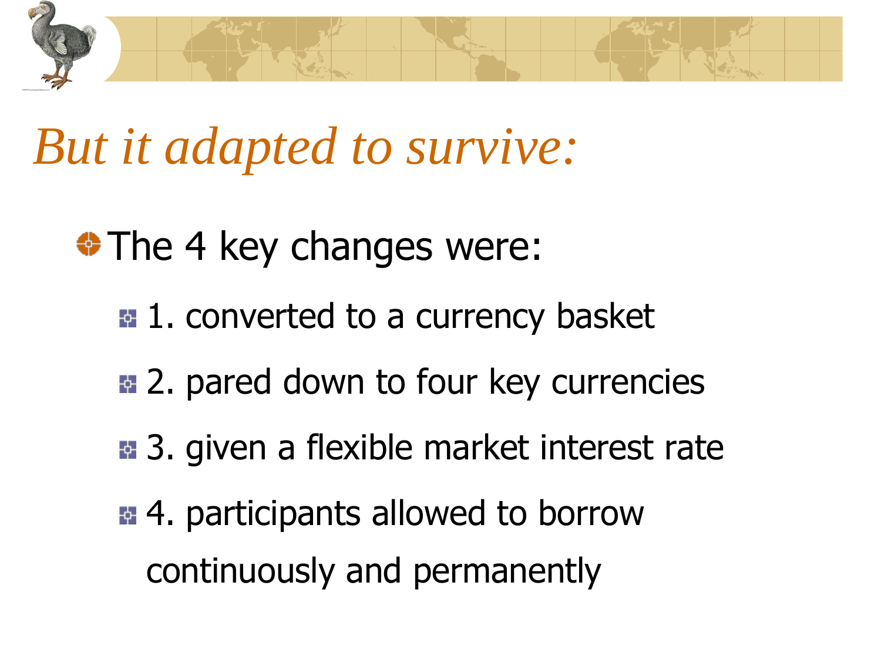# *But it adapted to survive:*

- The 4 key changes were:
  - 1. converted to a currency basket
  - 2. pared down to four key currencies
  - 3. given a flexible market interest rate
  - 4. participants allowed to borrow continuously and permanently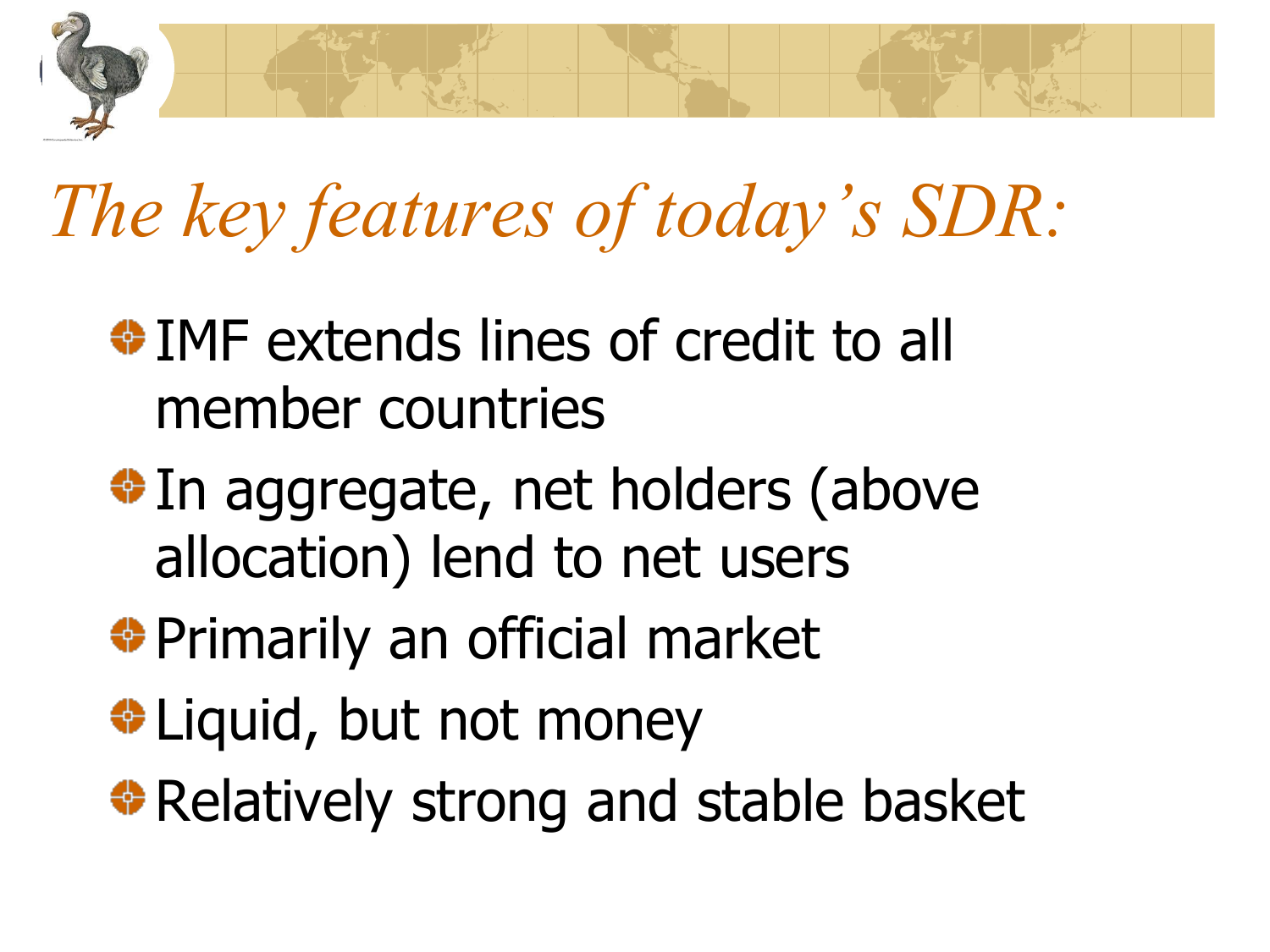# *The key features of today's SDR:*

- IMF extends lines of credit to all member countries
- In aggregate, net holders (above allocation) lend to net users
- Primarily an official market
- Liquid, but not money
- Relatively strong and stable basket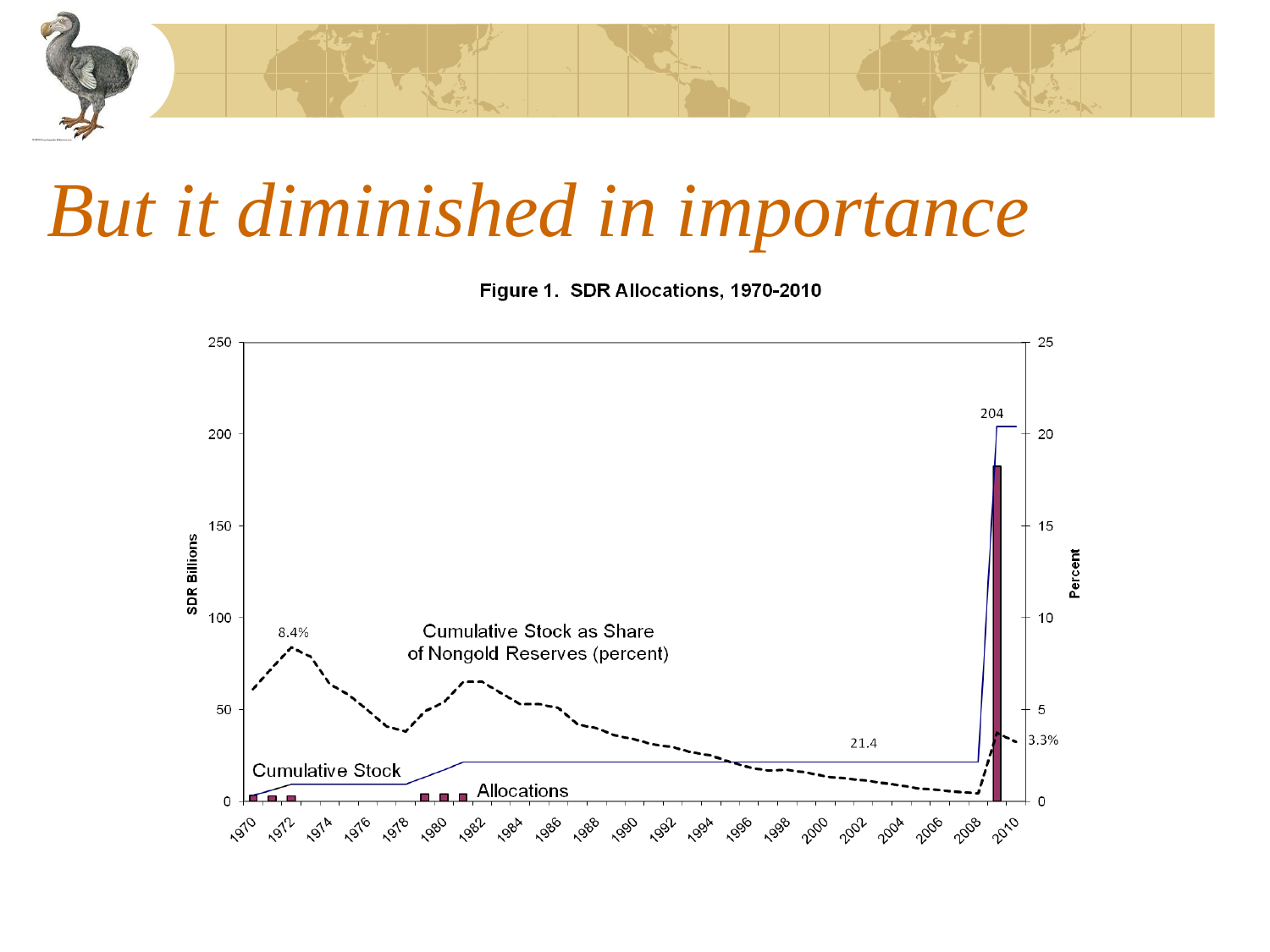# But it diminished in importance

**Figure 1. SDR Allocations, 1970-2010**

Left axis: SDR Billions (0, 50, 100, 150, 200, 250)

Right axis: Percent (0, 5, 10, 15, 20, 25)

X-axis: 1970, 1972, 1974, 1976, 1978, 1980, 1982, 1984, 1986, 1988, 1990, 1992, 1994, 1996, 1998, 2000, 2002, 2004, 2006, 2008, 2010

Series labels: Cumulative Stock as Share of Nongold Reserves (percent); Cumulative Stock; Allocations

Data labels: 8.4%; 21.4; 204; 3.3%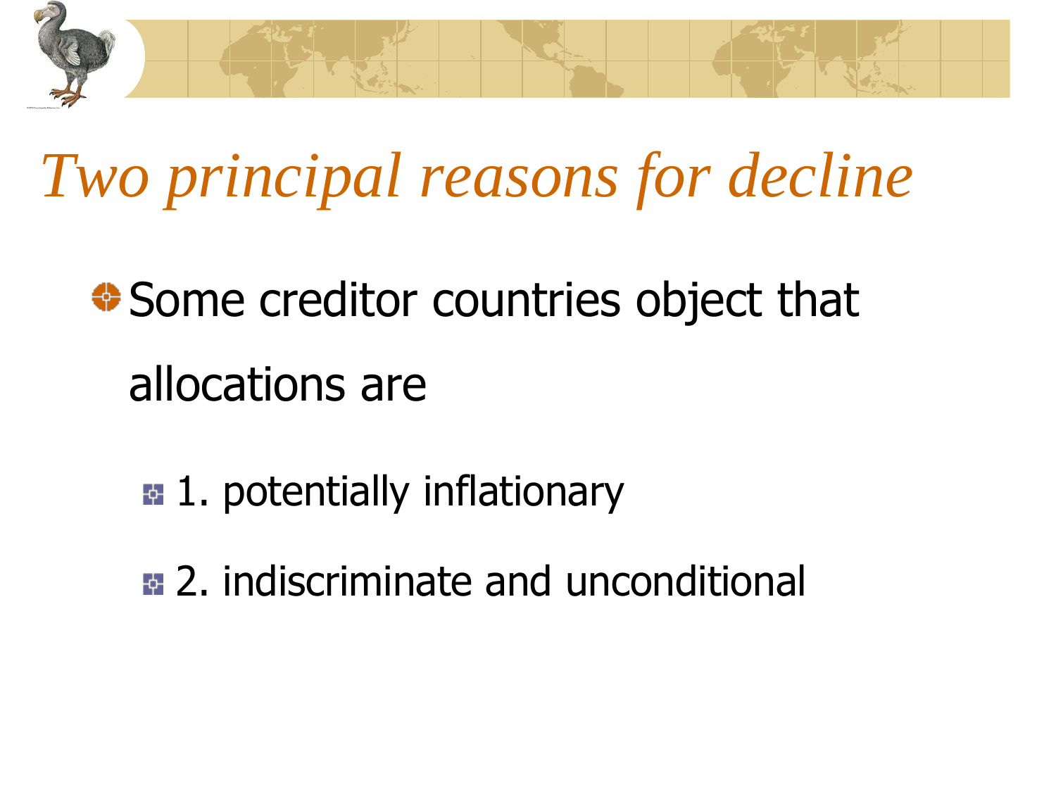# *Two principal reasons for decline*

- Some creditor countries object that allocations are
  - 1. potentially inflationary
  - 2. indiscriminate and unconditional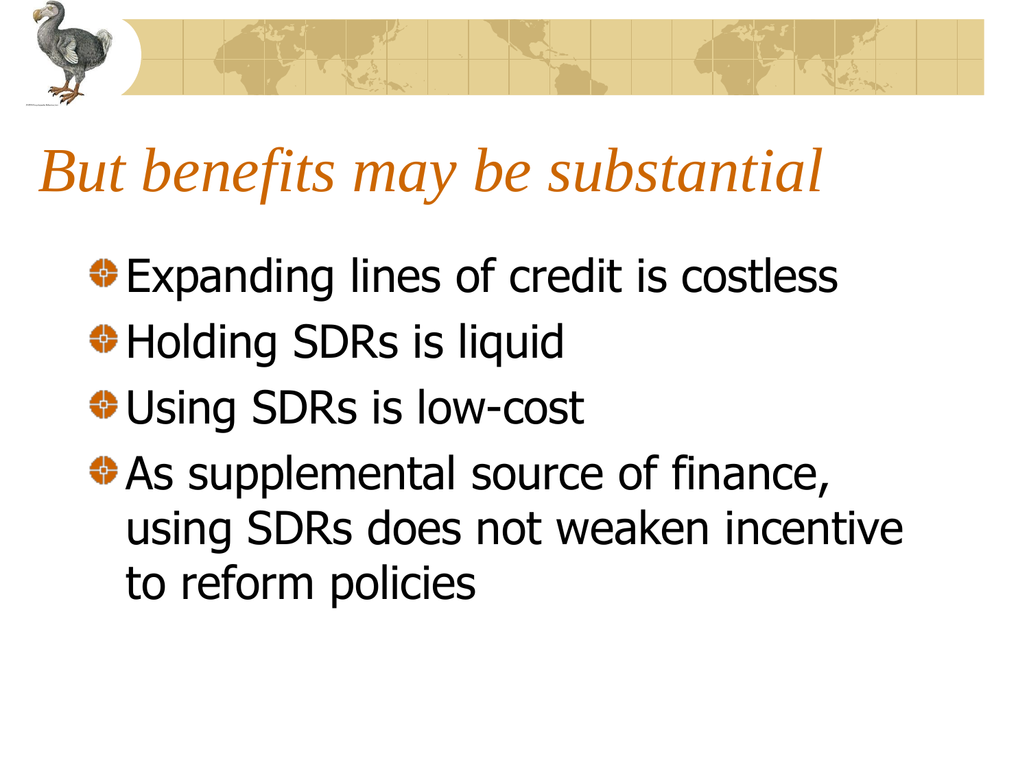# *But benefits may be substantial*

- Expanding lines of credit is costless
- Holding SDRs is liquid
- Using SDRs is low-cost
- As supplemental source of finance, using SDRs does not weaken incentive to reform policies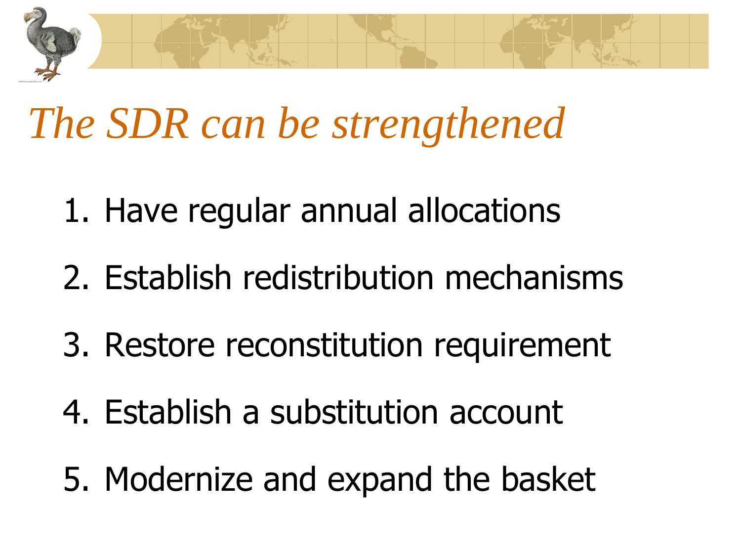# *The SDR can be strengthened*

1. Have regular annual allocations
2. Establish redistribution mechanisms
3. Restore reconstitution requirement
4. Establish a substitution account
5. Modernize and expand the basket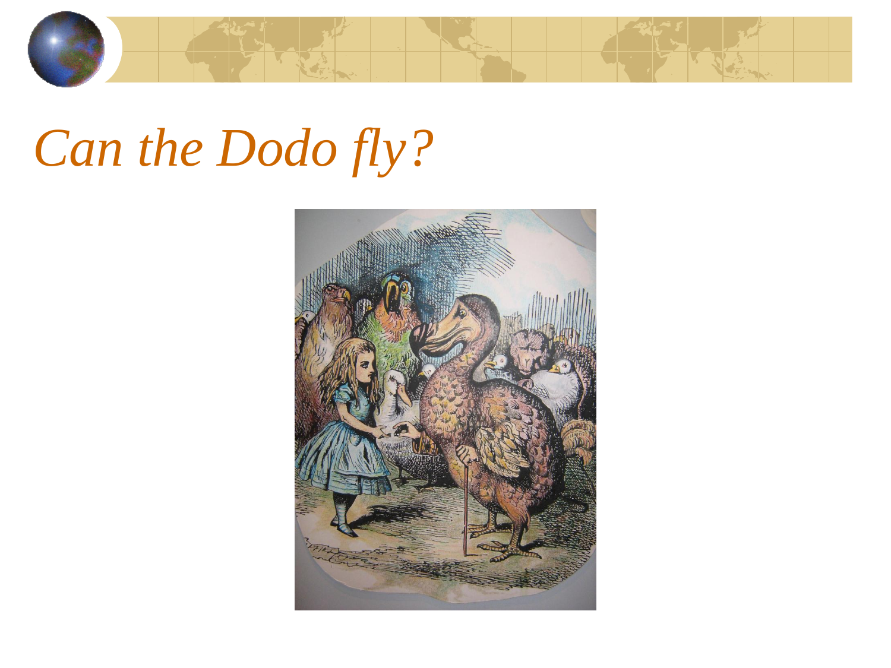# *Can the Dodo fly?*